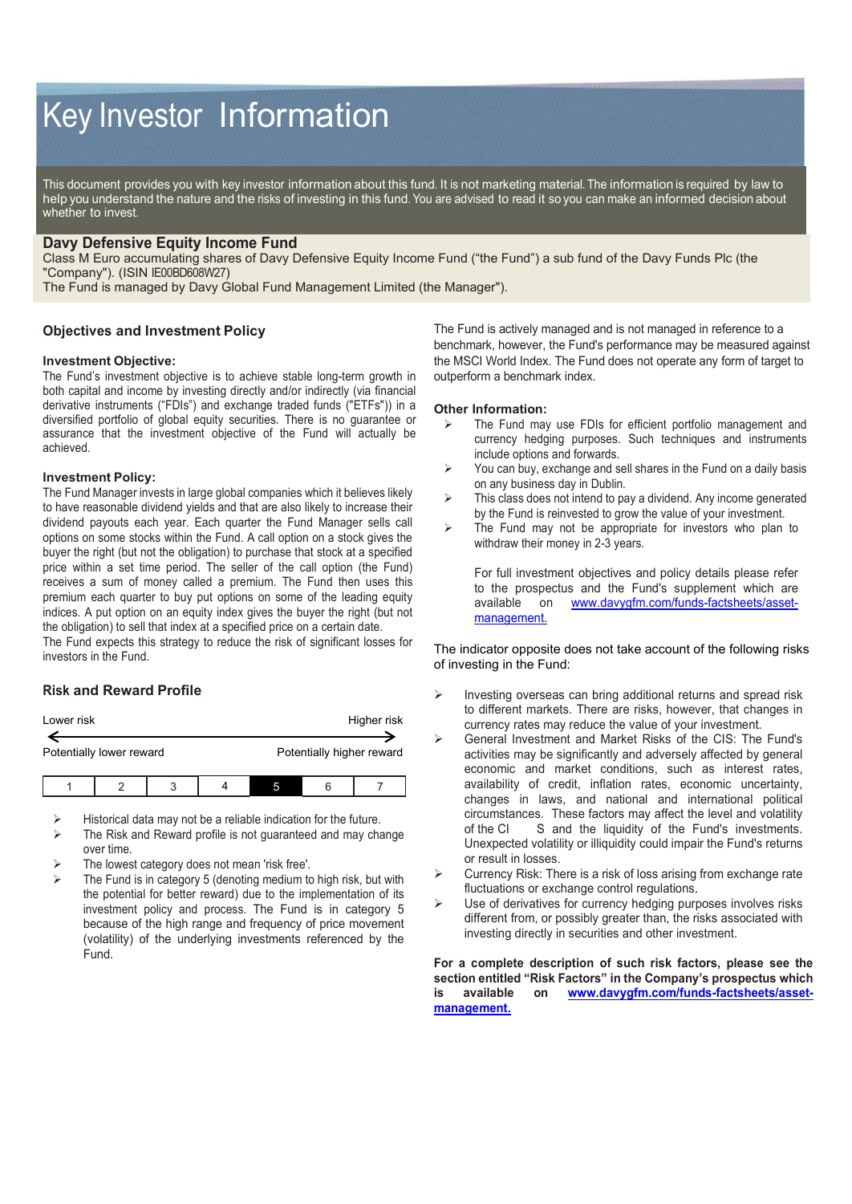# Key Investor Information

This document provides you with key investor information about this fund. It is not marketing material. The information is required by law to help you understand the nature and the risks of investing in this fund. You are advised to read it so you can make an informed decision about whether to invest.

## Davy Defensive Equity Income Fund

Class M Euro accumulating shares of Davy Defensive Equity Income Fund ("the Fund") a sub fund of the Davy Funds Plc (the "Company"). (ISIN IE00BD608W27)
The Fund is managed by Davy Global Fund Management Limited (the Manager").

## Objectives and Investment Policy

### Investment Objective:

The Fund's investment objective is to achieve stable long-term growth in both capital and income by investing directly and/or indirectly (via financial derivative instruments ("FDIs") and exchange traded funds ("ETFs")) in a diversified portfolio of global equity securities. There is no guarantee or assurance that the investment objective of the Fund will actually be achieved.

### Investment Policy:

The Fund Manager invests in large global companies which it believes likely to have reasonable dividend yields and that are also likely to increase their dividend payouts each year. Each quarter the Fund Manager sells call options on some stocks within the Fund. A call option on a stock gives the buyer the right (but not the obligation) to purchase that stock at a specified price within a set time period. The seller of the call option (the Fund) receives a sum of money called a premium. The Fund then uses this premium each quarter to buy put options on some of the leading equity indices. A put option on an equity index gives the buyer the right (but not the obligation) to sell that index at a specified price on a certain date.
The Fund expects this strategy to reduce the risk of significant losses for investors in the Fund.

The Fund is actively managed and is not managed in reference to a benchmark, however, the Fund's performance may be measured against the MSCI World Index. The Fund does not operate any form of target to outperform a benchmark index.

### Other Information:

- The Fund may use FDIs for efficient portfolio management and currency hedging purposes. Such techniques and instruments include options and forwards.
- You can buy, exchange and sell shares in the Fund on a daily basis on any business day in Dublin.
- This class does not intend to pay a dividend. Any income generated by the Fund is reinvested to grow the value of your investment.
- The Fund may not be appropriate for investors who plan to withdraw their money in 2-3 years.

  For full investment objectives and policy details please refer to the prospectus and the Fund's supplement which are available on www.davygfm.com/funds-factsheets/asset-management.

## Risk and Reward Profile

Lower risk — Higher risk

Potentially lower reward — Potentially higher reward

| 1 | 2 | 3 | 4 | **5** | 6 | 7 |
|---|---|---|---|---|---|---|

- Historical data may not be a reliable indication for the future.
- The Risk and Reward profile is not guaranteed and may change over time.
- The lowest category does not mean 'risk free'.
- The Fund is in category 5 (denoting medium to high risk, but with the potential for better reward) due to the implementation of its investment policy and process. The Fund is in category 5 because of the high range and frequency of price movement (volatility) of the underlying investments referenced by the Fund.

The indicator opposite does not take account of the following risks of investing in the Fund:

- Investing overseas can bring additional returns and spread risk to different markets. There are risks, however, that changes in currency rates may reduce the value of your investment.
- General Investment and Market Risks of the CIS: The Fund's activities may be significantly and adversely affected by general economic and market conditions, such as interest rates, availability of credit, inflation rates, economic uncertainty, changes in laws, and national and international political circumstances. These factors may affect the level and volatility of the CI S and the liquidity of the Fund's investments. Unexpected volatility or illiquidity could impair the Fund's returns or result in losses.
- Currency Risk: There is a risk of loss arising from exchange rate fluctuations or exchange control regulations.
- Use of derivatives for currency hedging purposes involves risks different from, or possibly greater than, the risks associated with investing directly in securities and other investment.

**For a complete description of such risk factors, please see the section entitled "Risk Factors" in the Company's prospectus which is available on www.davygfm.com/funds-factsheets/asset-management.**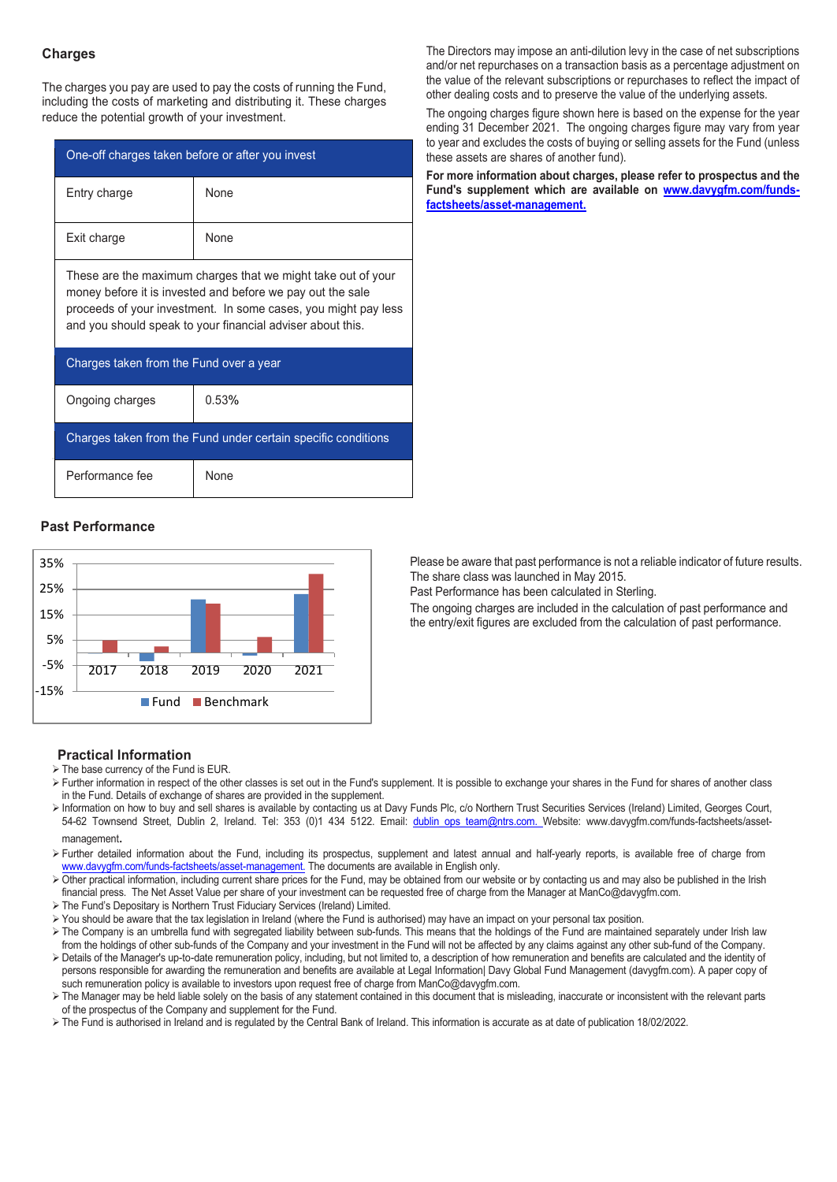## Charges

The charges you pay are used to pay the costs of running the Fund, including the costs of marketing and distributing it. These charges reduce the potential growth of your investment.

| One-off charges taken before or after you invest | |
|---|---|
| Entry charge | None |
| Exit charge | None |
| These are the maximum charges that we might take out of your money before it is invested and before we pay out the sale proceeds of your investment. In some cases, you might pay less and you should speak to your financial adviser about this. | |
| **Charges taken from the Fund over a year** | |
| Ongoing charges | 0.53% |
| **Charges taken from the Fund under certain specific conditions** | |
| Performance fee | None |

The Directors may impose an anti-dilution levy in the case of net subscriptions and/or net repurchases on a transaction basis as a percentage adjustment on the value of the relevant subscriptions or repurchases to reflect the impact of other dealing costs and to preserve the value of the underlying assets.

The ongoing charges figure shown here is based on the expense for the year ending 31 December 2021. The ongoing charges figure may vary from year to year and excludes the costs of buying or selling assets for the Fund (unless these assets are shares of another fund).

**For more information about charges, please refer to prospectus and the Fund's supplement which are available on www.davygfm.com/funds-factsheets/asset-management.**

## Past Performance

35%
25%
15%
5%
-5%
-15%
2017 2018 2019 2020 2021
Fund Benchmark

Please be aware that past performance is not a reliable indicator of future results.
The share class was launched in May 2015.
Past Performance has been calculated in Sterling.
The ongoing charges are included in the calculation of past performance and the entry/exit figures are excluded from the calculation of past performance.

## Practical Information

- The base currency of the Fund is EUR.
- Further information in respect of the other classes is set out in the Fund's supplement. It is possible to exchange your shares in the Fund for shares of another class in the Fund. Details of exchange of shares are provided in the supplement.
- Information on how to buy and sell shares is available by contacting us at Davy Funds Plc, c/o Northern Trust Securities Services (Ireland) Limited, Georges Court, 54-62 Townsend Street, Dublin 2, Ireland. Tel: 353 (0)1 434 5122. Email: dublin_ops_team@ntrs.com. Website: www.davygfm.com/funds-factsheets/asset-management.
- Further detailed information about the Fund, including its prospectus, supplement and latest annual and half-yearly reports, is available free of charge from www.davygfm.com/funds-factsheets/asset-management. The documents are available in English only.
- Other practical information, including current share prices for the Fund, may be obtained from our website or by contacting us and may also be published in the Irish financial press. The Net Asset Value per share of your investment can be requested free of charge from the Manager at ManCo@davygfm.com.
- The Fund's Depositary is Northern Trust Fiduciary Services (Ireland) Limited.
- You should be aware that the tax legislation in Ireland (where the Fund is authorised) may have an impact on your personal tax position.
- The Company is an umbrella fund with segregated liability between sub-funds. This means that the holdings of the Fund are maintained separately under Irish law from the holdings of other sub-funds of the Company and your investment in the Fund will not be affected by any claims against any other sub-fund of the Company.
- Details of the Manager's up-to-date remuneration policy, including, but not limited to, a description of how remuneration and benefits are calculated and the identity of persons responsible for awarding the remuneration and benefits are available at Legal Information| Davy Global Fund Management (davygfm.com). A paper copy of such remuneration policy is available to investors upon request free of charge from ManCo@davygfm.com.
- The Manager may be held liable solely on the basis of any statement contained in this document that is misleading, inaccurate or inconsistent with the relevant parts of the prospectus of the Company and supplement for the Fund.
- The Fund is authorised in Ireland and is regulated by the Central Bank of Ireland. This information is accurate as at date of publication 18/02/2022.